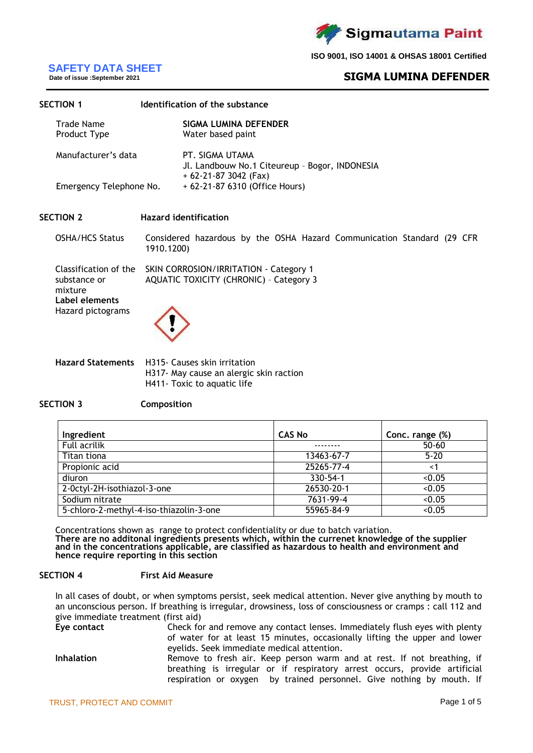Sigmautama Paint

ISO 9001, ISO 14001 & OHSAS 18001 Certified

# SAFETY DATA SHEET

Date of issue :September 2021

# SIGMA LUMINA DEFENDER

## SECTION 1 Identification of the substance

| | |
|---|---|
| Trade Name | **SIGMA LUMINA DEFENDER** |
| Product Type | Water based paint |
| Manufacturer's data | PT. SIGMA UTAMA<br>Jl. Landbouw No.1 Citeureup – Bogor, INDONESIA<br>+ 62-21-87 3042 (Fax) |
| Emergency Telephone No. | + 62-21-87 6310 (Office Hours) |

## SECTION 2 Hazard identification

OSHA/HCS Status: Considered hazardous by the OSHA Hazard Communication Standard (29 CFR 1910.1200)

Classification of the substance or mixture:
SKIN CORROSION/IRRITATION - Category 1
AQUATIC TOXICITY (CHRONIC) – Category 3

**Label elements**

Hazard pictograms

**Hazard Statements**
H315- Causes skin irritation
H317- May cause an alergic skin raction
H411- Toxic to aquatic life

## SECTION 3 Composition

| Ingredient | CAS No | Conc. range (%) |
|---|---|---|
| Full acrilik | -------- | 50-60 |
| Titan tiona | 13463-67-7 | 5-20 |
| Propionic acid | 25265-77-4 | <1 |
| diuron | 330-54-1 | <0.05 |
| 2-0ctyl-2H-isothiazol-3-one | 26530-20-1 | <0.05 |
| Sodium nitrate | 7631-99-4 | <0.05 |
| 5-chloro-2-methyl-4-iso-thiazolin-3-one | 55965-84-9 | <0.05 |

Concentrations shown as range to protect confidentiality or due to batch variation.
**There are no additonal ingredients presents which, within the currenet knowledge of the supplier and in the concentrations applicable, are classified as hazardous to health and environment and hence require reporting in this section**

## SECTION 4 First Aid Measure

In all cases of doubt, or when symptoms persist, seek medical attention. Never give anything by mouth to an unconscious person. If breathing is irregular, drowsiness, loss of consciousness or cramps : call 112 and give immediate treatment (first aid)

**Eye contact**
Check for and remove any contact lenses. Immediately flush eyes with plenty of water for at least 15 minutes, occasionally lifting the upper and lower eyelids. Seek immediate medical attention.

**Inhalation**
Remove to fresh air. Keep person warm and at rest. If not breathing, if breathing is irregular or if respiratory arrest occurs, provide artificial respiration or oxygen by trained personnel. Give nothing by mouth. If

TRUST, PROTECT AND COMMIT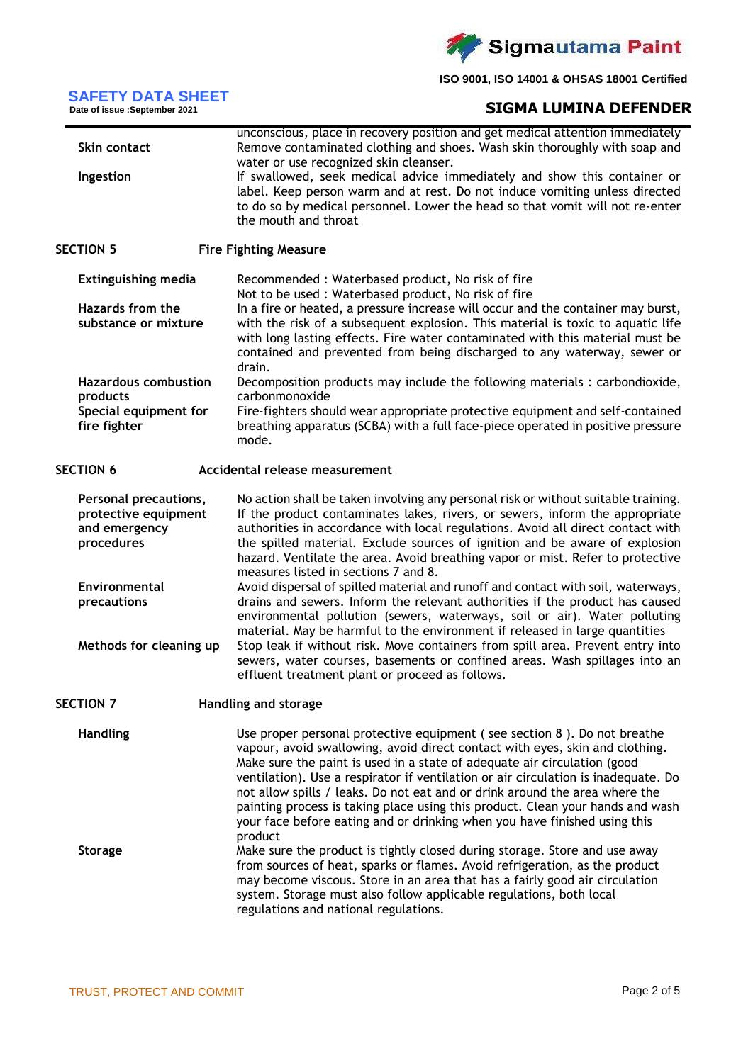| | |
|---|---|
| | unconscious, place in recovery position and get medical attention immediately |
| **Skin contact** | Remove contaminated clothing and shoes. Wash skin thoroughly with soap and water or use recognized skin cleanser. |
| **Ingestion** | If swallowed, seek medical advice immediately and show this container or label. Keep person warm and at rest. Do not induce vomiting unless directed to do so by medical personnel. Lower the head so that vomit will not re-enter the mouth and throat |

## SECTION 5 Fire Fighting Measure

| | |
|---|---|
| **Extinguishing media** | Recommended : Waterbased product, No risk of fire<br>Not to be used : Waterbased product, No risk of fire |
| **Hazards from the substance or mixture** | In a fire or heated, a pressure increase will occur and the container may burst, with the risk of a subsequent explosion. This material is toxic to aquatic life with long lasting effects. Fire water contaminated with this material must be contained and prevented from being discharged to any waterway, sewer or drain. |
| **Hazardous combustion products** | Decomposition products may include the following materials : carbondioxide, carbonmonoxide |
| **Special equipment for fire fighter** | Fire-fighters should wear appropriate protective equipment and self-contained breathing apparatus (SCBA) with a full face-piece operated in positive pressure mode. |

## SECTION 6 Accidental release measurement

| | |
|---|---|
| **Personal precautions, protective equipment and emergency procedures** | No action shall be taken involving any personal risk or without suitable training. If the product contaminates lakes, rivers, or sewers, inform the appropriate authorities in accordance with local regulations. Avoid all direct contact with the spilled material. Exclude sources of ignition and be aware of explosion hazard. Ventilate the area. Avoid breathing vapor or mist. Refer to protective measures listed in sections 7 and 8. |
| **Environmental precautions** | Avoid dispersal of spilled material and runoff and contact with soil, waterways, drains and sewers. Inform the relevant authorities if the product has caused environmental pollution (sewers, waterways, soil or air). Water polluting material. May be harmful to the environment if released in large quantities |
| **Methods for cleaning up** | Stop leak if without risk. Move containers from spill area. Prevent entry into sewers, water courses, basements or confined areas. Wash spillages into an effluent treatment plant or proceed as follows. |

## SECTION 7 Handling and storage

| | |
|---|---|
| **Handling** | Use proper personal protective equipment ( see section 8 ). Do not breathe vapour, avoid swallowing, avoid direct contact with eyes, skin and clothing. Make sure the paint is used in a state of adequate air circulation (good ventilation). Use a respirator if ventilation or air circulation is inadequate. Do not allow spills / leaks. Do not eat and or drink around the area where the painting process is taking place using this product. Clean your hands and wash your face before eating and or drinking when you have finished using this product |
| **Storage** | Make sure the product is tightly closed during storage. Store and use away from sources of heat, sparks or flames. Avoid refrigeration, as the product may become viscous. Store in an area that has a fairly good air circulation system. Storage must also follow applicable regulations, both local regulations and national regulations. |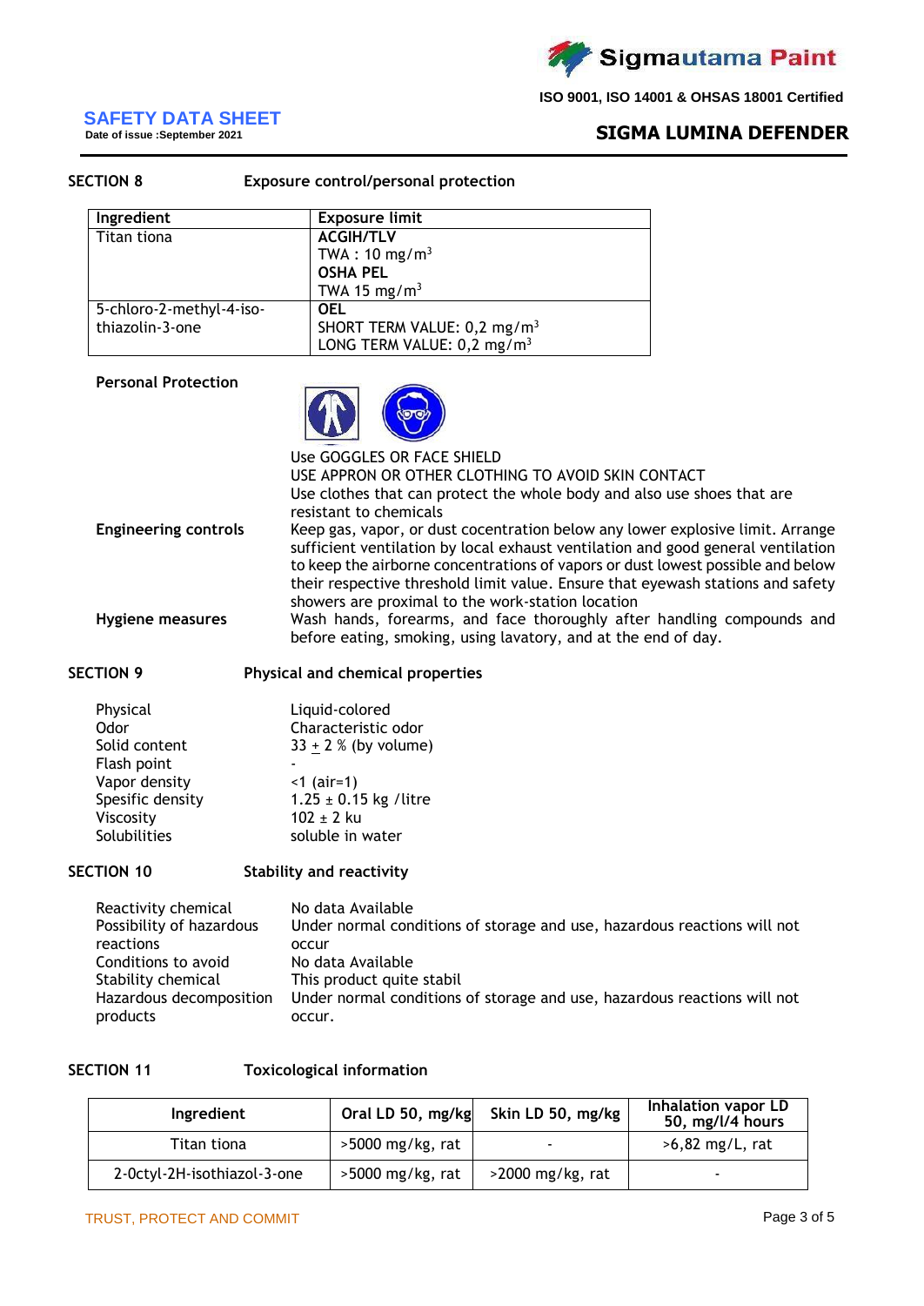## SECTION 8 Exposure control/personal protection

| Ingredient | Exposure limit |
|---|---|
| Titan tiona | **ACGIH/TLV**<br>TWA : 10 mg/m$^3$<br>**OSHA PEL**<br>TWA 15 mg/m$^3$ |
| 5-chloro-2-methyl-4-iso-thiazolin-3-one | **OEL**<br>SHORT TERM VALUE: 0,2 mg/m$^3$<br>LONG TERM VALUE: 0,2 mg/m$^3$ |

**Personal Protection**

Use GOGGLES OR FACE SHIELD
USE APPRON OR OTHER CLOTHING TO AVOID SKIN CONTACT
Use clothes that can protect the whole body and also use shoes that are resistant to chemicals

**Engineering controls**

Keep gas, vapor, or dust cocentration below any lower explosive limit. Arrange sufficient ventilation by local exhaust ventilation and good general ventilation to keep the airborne concentrations of vapors or dust lowest possible and below their respective threshold limit value. Ensure that eyewash stations and safety showers are proximal to the work-station location

**Hygiene measures**

Wash hands, forearms, and face thoroughly after handling compounds and before eating, smoking, using lavatory, and at the end of day.

## SECTION 9 Physical and chemical properties

| | |
|---|---|
| Physical | Liquid-colored |
| Odor | Characteristic odor |
| Solid content | 33 ± 2 % (by volume) |
| Flash point | - |
| Vapor density | <1 (air=1) |
| Spesific density | 1.25 ± 0.15 kg /litre |
| Viscosity | 102 ± 2 ku |
| Solubilities | soluble in water |

## SECTION 10 Stability and reactivity

| | |
|---|---|
| Reactivity chemical | No data Available |
| Possibility of hazardous reactions | Under normal conditions of storage and use, hazardous reactions will not occur |
| Conditions to avoid | No data Available |
| Stability chemical | This product quite stabil |
| Hazardous decomposition products | Under normal conditions of storage and use, hazardous reactions will not occur. |

## SECTION 11 Toxicological information

| Ingredient | Oral LD 50, mg/kg | Skin LD 50, mg/kg | Inhalation vapor LD 50, mg/l/4 hours |
|---|---|---|---|
| Titan tiona | >5000 mg/kg, rat | - | >6,82 mg/L, rat |
| 2-0ctyl-2H-isothiazol-3-one | >5000 mg/kg, rat | >2000 mg/kg, rat | - |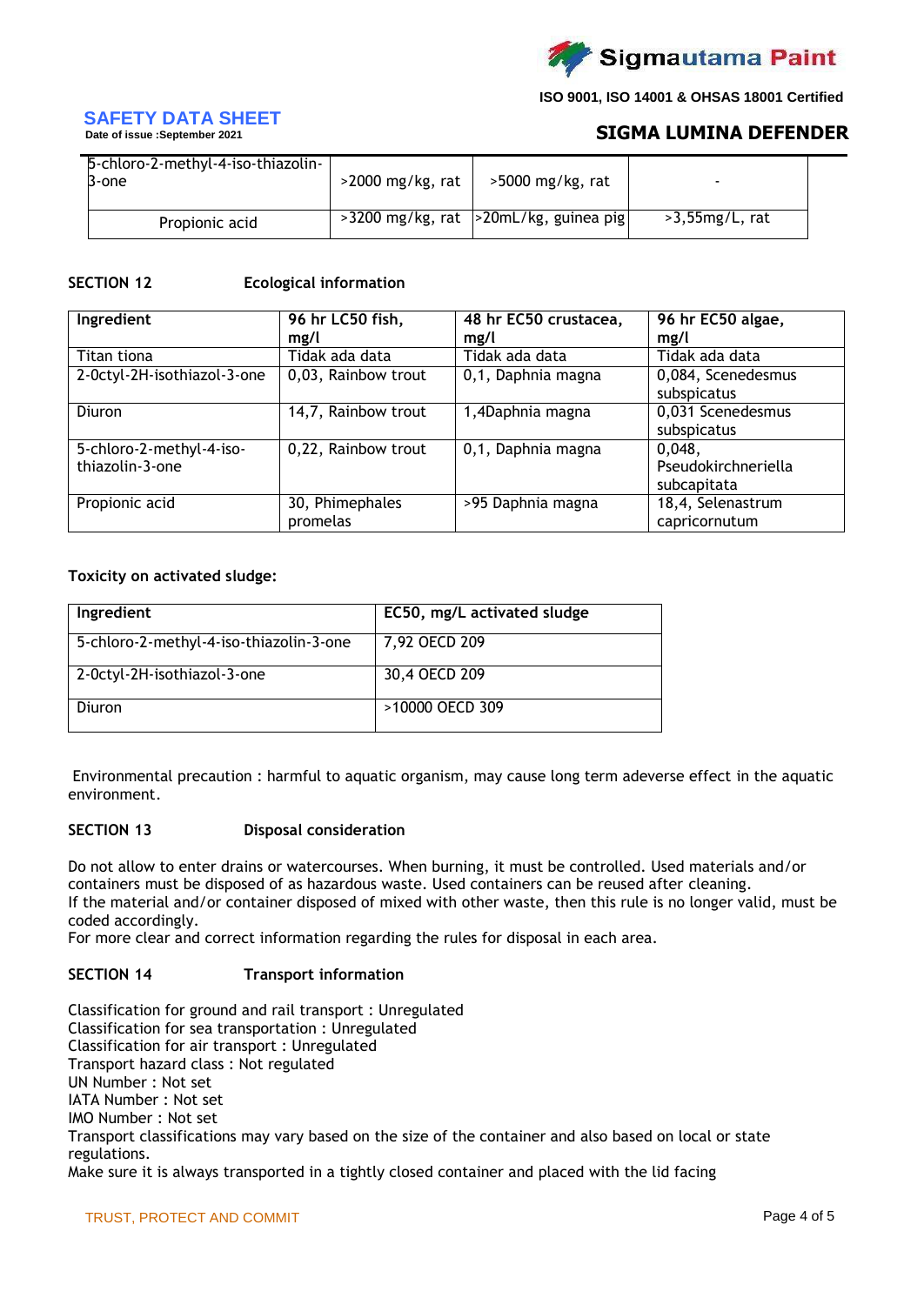| 5-chloro-2-methyl-4-iso-thiazolin-3-one | >2000 mg/kg, rat | >5000 mg/kg, rat | - |
|---|---|---|---|
| Propionic acid | >3200 mg/kg, rat | >20mL/kg, guinea pig | >3,55mg/L, rat |

## SECTION 12 Ecological information

| Ingredient | 96 hr LC50 fish, mg/l | 48 hr EC50 crustacea, mg/l | 96 hr EC50 algae, mg/l |
|---|---|---|---|
| Titan tiona | Tidak ada data | Tidak ada data | Tidak ada data |
| 2-0ctyl-2H-isothiazol-3-one | 0,03, Rainbow trout | 0,1, Daphnia magna | 0,084, Scenedesmus subspicatus |
| Diuron | 14,7, Rainbow trout | 1,4Daphnia magna | 0,031 Scenedesmus subspicatus |
| 5-chloro-2-methyl-4-iso-thiazolin-3-one | 0,22, Rainbow trout | 0,1, Daphnia magna | 0,048, Pseudokirchneriella subcapitata |
| Propionic acid | 30, Phimephales promelas | >95 Daphnia magna | 18,4, Selenastrum capricornutum |

**Toxicity on activated sludge:**

| Ingredient | EC50, mg/L activated sludge |
|---|---|
| 5-chloro-2-methyl-4-iso-thiazolin-3-one | 7,92 OECD 209 |
| 2-0ctyl-2H-isothiazol-3-one | 30,4 OECD 209 |
| Diuron | >10000 OECD 309 |

Environmental precaution : harmful to aquatic organism, may cause long term adeverse effect in the aquatic environment.

## SECTION 13 Disposal consideration

Do not allow to enter drains or watercourses. When burning, it must be controlled. Used materials and/or containers must be disposed of as hazardous waste. Used containers can be reused after cleaning.
If the material and/or container disposed of mixed with other waste, then this rule is no longer valid, must be coded accordingly.
For more clear and correct information regarding the rules for disposal in each area.

## SECTION 14 Transport information

Classification for ground and rail transport : Unregulated
Classification for sea transportation : Unregulated
Classification for air transport : Unregulated
Transport hazard class : Not regulated
UN Number : Not set
IATA Number : Not set
IMO Number : Not set
Transport classifications may vary based on the size of the container and also based on local or state regulations.
Make sure it is always transported in a tightly closed container and placed with the lid facing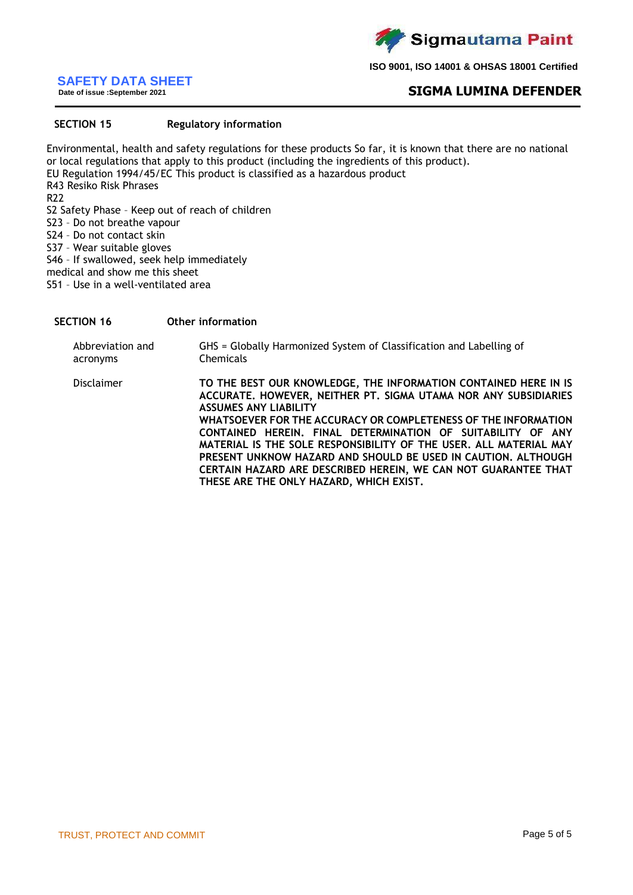## SECTION 15 Regulatory information

Environmental, health and safety regulations for these products So far, it is known that there are no national or local regulations that apply to this product (including the ingredients of this product).
EU Regulation 1994/45/EC This product is classified as a hazardous product
R43 Resiko Risk Phrases
R22
S2 Safety Phase – Keep out of reach of children
S23 – Do not breathe vapour
S24 – Do not contact skin
S37 – Wear suitable gloves
S46 – If swallowed, seek help immediately
medical and show me this sheet
S51 – Use in a well-ventilated area

## SECTION 16 Other information

| | |
|---|---|
| Abbreviation and acronyms | GHS = Globally Harmonized System of Classification and Labelling of Chemicals |
| Disclaimer | **TO THE BEST OUR KNOWLEDGE, THE INFORMATION CONTAINED HERE IN IS ACCURATE. HOWEVER, NEITHER PT. SIGMA UTAMA NOR ANY SUBSIDIARIES ASSUMES ANY LIABILITY WHATSOEVER FOR THE ACCURACY OR COMPLETENESS OF THE INFORMATION CONTAINED HEREIN. FINAL DETERMINATION OF SUITABILITY OF ANY MATERIAL IS THE SOLE RESPONSIBILITY OF THE USER. ALL MATERIAL MAY PRESENT UNKNOW HAZARD AND SHOULD BE USED IN CAUTION. ALTHOUGH CERTAIN HAZARD ARE DESCRIBED HEREIN, WE CAN NOT GUARANTEE THAT THESE ARE THE ONLY HAZARD, WHICH EXIST.** |